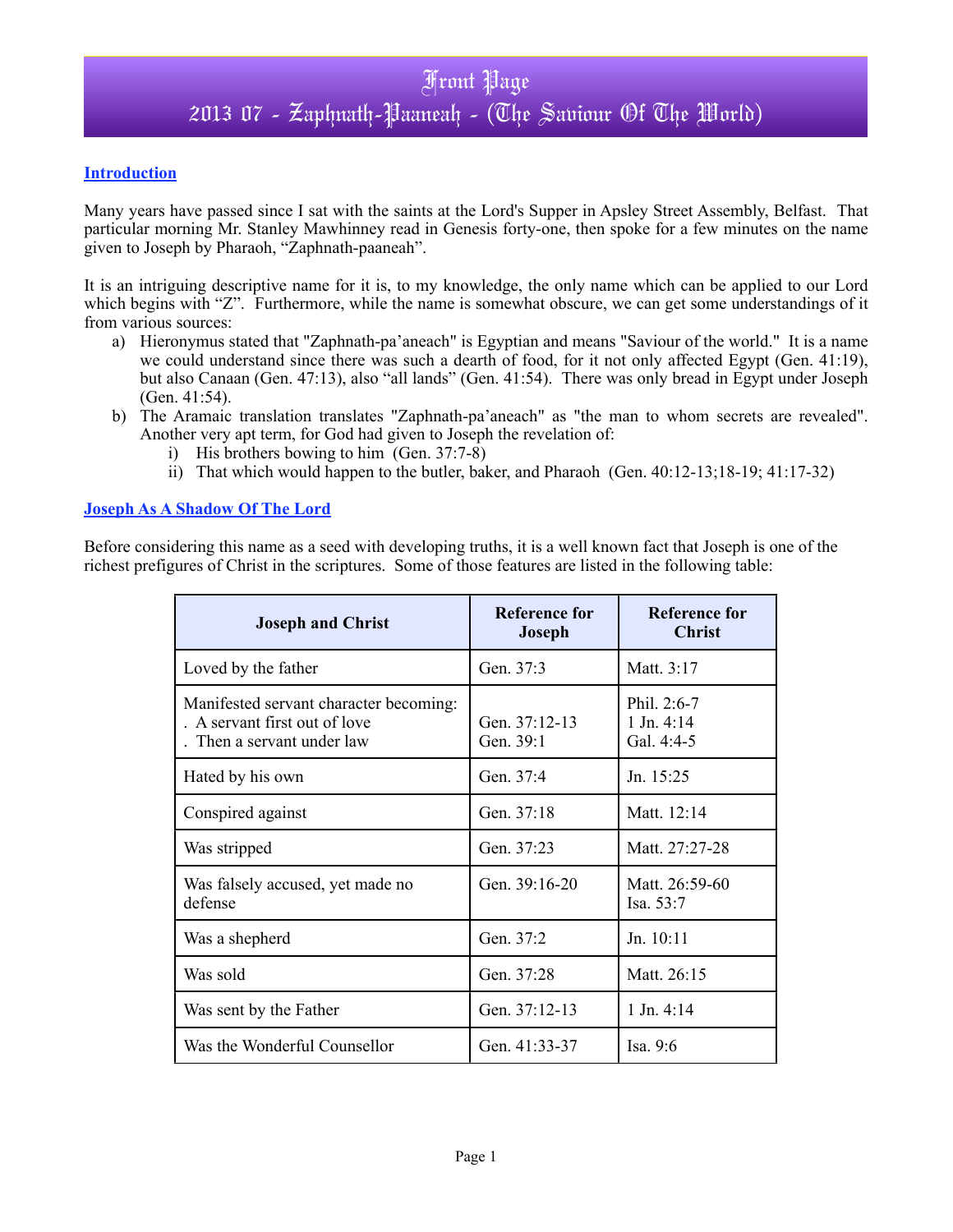# Front Page
# 2013 07 - Zaphnath-Paaneah - (The Saviour Of The World)

## Introduction

Many years have passed since I sat with the saints at the Lord's Supper in Apsley Street Assembly, Belfast. That particular morning Mr. Stanley Mawhinney read in Genesis forty-one, then spoke for a few minutes on the name given to Joseph by Pharaoh, "Zaphnath-paaneah".

It is an intriguing descriptive name for it is, to my knowledge, the only name which can be applied to our Lord which begins with "Z". Furthermore, while the name is somewhat obscure, we can get some understandings of it from various sources:

a) Hieronymus stated that "Zaphnath-pa'aneach" is Egyptian and means "Saviour of the world." It is a name we could understand since there was such a dearth of food, for it not only affected Egypt (Gen. 41:19), but also Canaan (Gen. 47:13), also "all lands" (Gen. 41:54). There was only bread in Egypt under Joseph (Gen. 41:54).

b) The Aramaic translation translates "Zaphnath-pa'aneach" as "the man to whom secrets are revealed". Another very apt term, for God had given to Joseph the revelation of:
   i) His brothers bowing to him (Gen. 37:7-8)
   ii) That which would happen to the butler, baker, and Pharaoh (Gen. 40:12-13;18-19; 41:17-32)

## Joseph As A Shadow Of The Lord

Before considering this name as a seed with developing truths, it is a well known fact that Joseph is one of the richest prefigures of Christ in the scriptures. Some of those features are listed in the following table:

| Joseph and Christ | Reference for Joseph | Reference for Christ |
|---|---|---|
| Loved by the father | Gen. 37:3 | Matt. 3:17 |
| Manifested servant character becoming:<br>. A servant first out of love<br>. Then a servant under law | Gen. 37:12-13<br>Gen. 39:1 | Phil. 2:6-7<br>1 Jn. 4:14<br>Gal. 4:4-5 |
| Hated by his own | Gen. 37:4 | Jn. 15:25 |
| Conspired against | Gen. 37:18 | Matt. 12:14 |
| Was stripped | Gen. 37:23 | Matt. 27:27-28 |
| Was falsely accused, yet made no defense | Gen. 39:16-20 | Matt. 26:59-60<br>Isa. 53:7 |
| Was a shepherd | Gen. 37:2 | Jn. 10:11 |
| Was sold | Gen. 37:28 | Matt. 26:15 |
| Was sent by the Father | Gen. 37:12-13 | 1 Jn. 4:14 |
| Was the Wonderful Counsellor | Gen. 41:33-37 | Isa. 9:6 |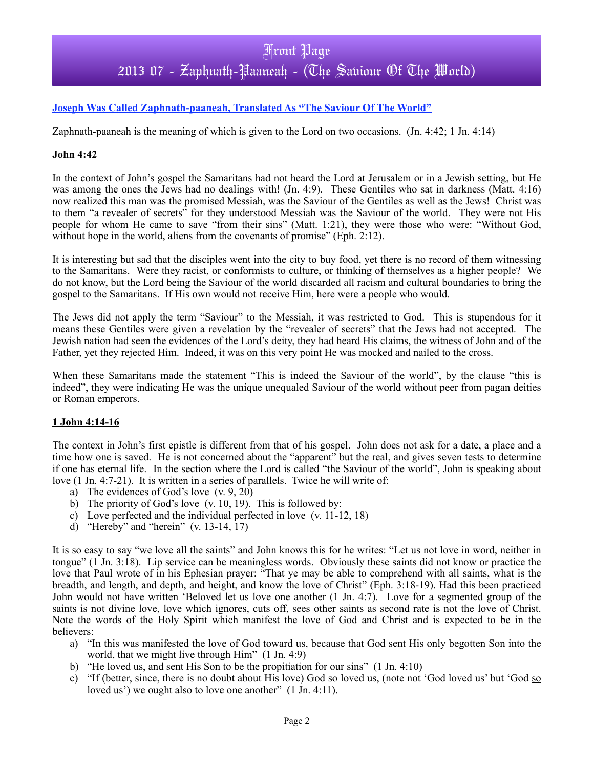# Front Page
# 2013 07 - Zaphnath-Paaneah - (The Saviour Of The World)

**Joseph Was Called Zaphnath-paaneah, Translated As "The Saviour Of The World"**

Zaphnath-paaneah is the meaning of which is given to the Lord on two occasions. (Jn. 4:42; 1 Jn. 4:14)

**John 4:42**

In the context of John's gospel the Samaritans had not heard the Lord at Jerusalem or in a Jewish setting, but He was among the ones the Jews had no dealings with! (Jn. 4:9). These Gentiles who sat in darkness (Matt. 4:16) now realized this man was the promised Messiah, was the Saviour of the Gentiles as well as the Jews! Christ was to them "a revealer of secrets" for they understood Messiah was the Saviour of the world. They were not His people for whom He came to save "from their sins" (Matt. 1:21), they were those who were: "Without God, without hope in the world, aliens from the covenants of promise" (Eph. 2:12).

It is interesting but sad that the disciples went into the city to buy food, yet there is no record of them witnessing to the Samaritans. Were they racist, or conformists to culture, or thinking of themselves as a higher people? We do not know, but the Lord being the Saviour of the world discarded all racism and cultural boundaries to bring the gospel to the Samaritans. If His own would not receive Him, here were a people who would.

The Jews did not apply the term "Saviour" to the Messiah, it was restricted to God. This is stupendous for it means these Gentiles were given a revelation by the "revealer of secrets" that the Jews had not accepted. The Jewish nation had seen the evidences of the Lord's deity, they had heard His claims, the witness of John and of the Father, yet they rejected Him. Indeed, it was on this very point He was mocked and nailed to the cross.

When these Samaritans made the statement "This is indeed the Saviour of the world", by the clause "this is indeed", they were indicating He was the unique unequaled Saviour of the world without peer from pagan deities or Roman emperors.

**1 John 4:14-16**

The context in John's first epistle is different from that of his gospel. John does not ask for a date, a place and a time how one is saved. He is not concerned about the "apparent" but the real, and gives seven tests to determine if one has eternal life. In the section where the Lord is called "the Saviour of the world", John is speaking about love (1 Jn. 4:7-21). It is written in a series of parallels. Twice he will write of:

a) The evidences of God's love (v. 9, 20)
b) The priority of God's love (v. 10, 19). This is followed by:
c) Love perfected and the individual perfected in love (v. 11-12, 18)
d) "Hereby" and "herein" (v. 13-14, 17)

It is so easy to say "we love all the saints" and John knows this for he writes: "Let us not love in word, neither in tongue" (1 Jn. 3:18). Lip service can be meaningless words. Obviously these saints did not know or practice the love that Paul wrote of in his Ephesian prayer: "That ye may be able to comprehend with all saints, what is the breadth, and length, and depth, and height, and know the love of Christ" (Eph. 3:18-19). Had this been practiced John would not have written 'Beloved let us love one another (1 Jn. 4:7). Love for a segmented group of the saints is not divine love, love which ignores, cuts off, sees other saints as second rate is not the love of Christ. Note the words of the Holy Spirit which manifest the love of God and Christ and is expected to be in the believers:

a) "In this was manifested the love of God toward us, because that God sent His only begotten Son into the world, that we might live through Him" (1 Jn. 4:9)
b) "He loved us, and sent His Son to be the propitiation for our sins" (1 Jn. 4:10)
c) "If (better, since, there is no doubt about His love) God so loved us, (note not 'God loved us' but 'God so loved us') we ought also to love one another" (1 Jn. 4:11).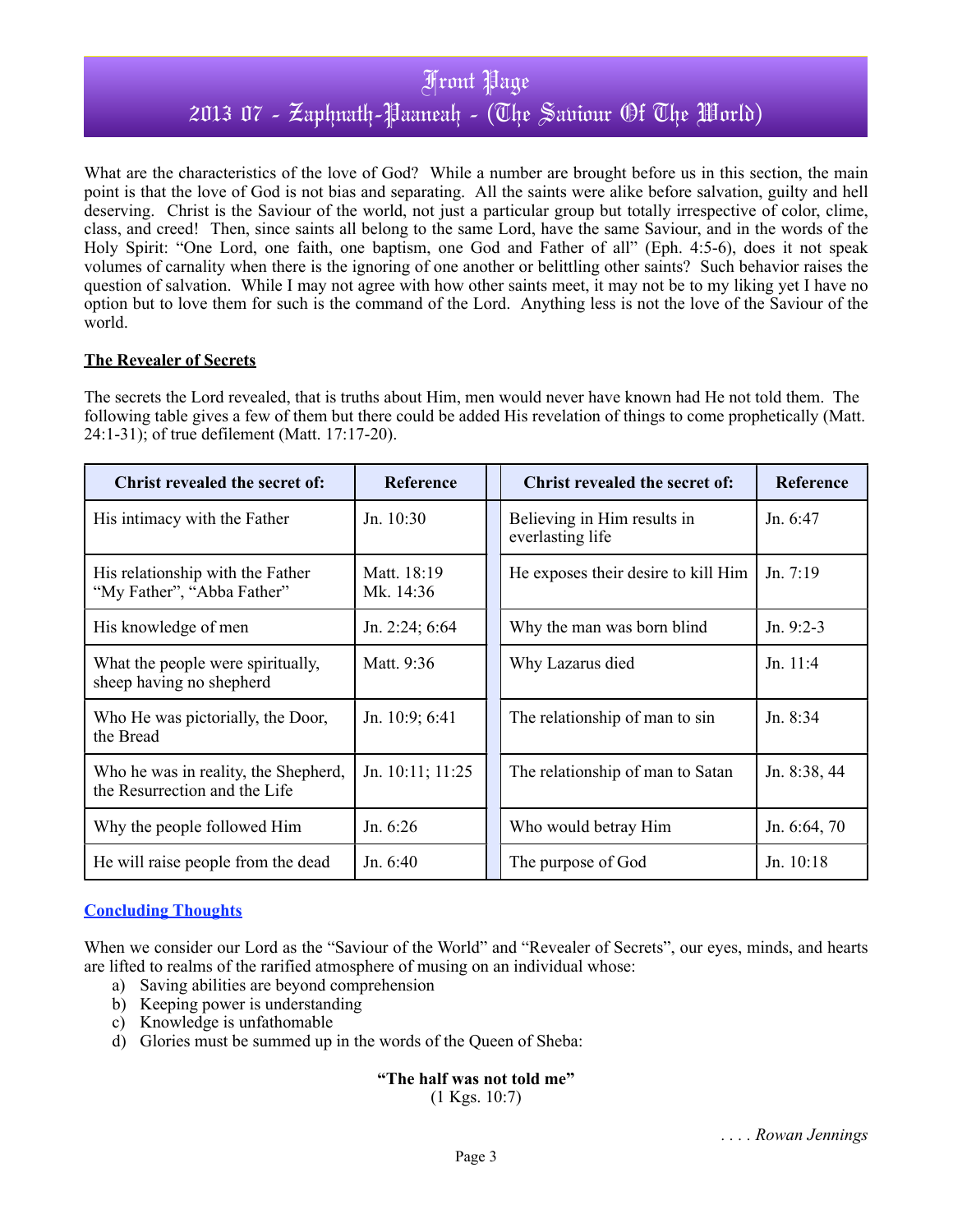# Front Page
## 2013 07 - Zaphnath-Paaneah - (The Saviour Of The World)

What are the characteristics of the love of God? While a number are brought before us in this section, the main point is that the love of God is not bias and separating. All the saints were alike before salvation, guilty and hell deserving. Christ is the Saviour of the world, not just a particular group but totally irrespective of color, clime, class, and creed! Then, since saints all belong to the same Lord, have the same Saviour, and in the words of the Holy Spirit: "One Lord, one faith, one baptism, one God and Father of all" (Eph. 4:5-6), does it not speak volumes of carnality when there is the ignoring of one another or belittling other saints? Such behavior raises the question of salvation. While I may not agree with how other saints meet, it may not be to my liking yet I have no option but to love them for such is the command of the Lord. Anything less is not the love of the Saviour of the world.

**The Revealer of Secrets**

The secrets the Lord revealed, that is truths about Him, men would never have known had He not told them. The following table gives a few of them but there could be added His revelation of things to come prophetically (Matt. 24:1-31); of true defilement (Matt. 17:17-20).

| Christ revealed the secret of: | Reference | Christ revealed the secret of: | Reference |
|---|---|---|---|
| His intimacy with the Father | Jn. 10:30 | Believing in Him results in everlasting life | Jn. 6:47 |
| His relationship with the Father "My Father", "Abba Father" | Matt. 18:19 Mk. 14:36 | He exposes their desire to kill Him | Jn. 7:19 |
| His knowledge of men | Jn. 2:24; 6:64 | Why the man was born blind | Jn. 9:2-3 |
| What the people were spiritually, sheep having no shepherd | Matt. 9:36 | Why Lazarus died | Jn. 11:4 |
| Who He was pictorially, the Door, the Bread | Jn. 10:9; 6:41 | The relationship of man to sin | Jn. 8:34 |
| Who he was in reality, the Shepherd, the Resurrection and the Life | Jn. 10:11; 11:25 | The relationship of man to Satan | Jn. 8:38, 44 |
| Why the people followed Him | Jn. 6:26 | Who would betray Him | Jn. 6:64, 70 |
| He will raise people from the dead | Jn. 6:40 | The purpose of God | Jn. 10:18 |

**Concluding Thoughts**

When we consider our Lord as the "Saviour of the World" and "Revealer of Secrets", our eyes, minds, and hearts are lifted to realms of the rarified atmosphere of musing on an individual whose:

a) Saving abilities are beyond comprehension
b) Keeping power is understanding
c) Knowledge is unfathomable
d) Glories must be summed up in the words of the Queen of Sheba:

**"The half was not told me"**
(1 Kgs. 10:7)

. . . . *Rowan Jennings*